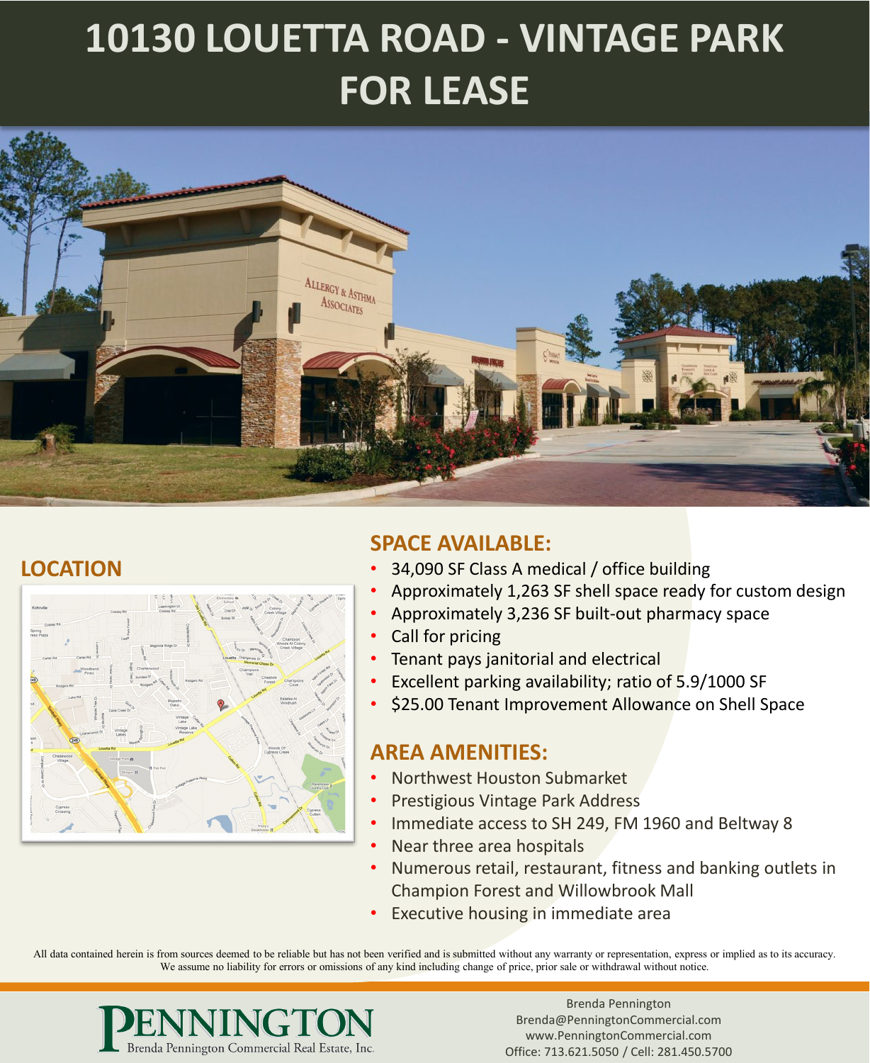# 10130 LOUETTA ROAD - VINTAGE PARK FOR LEASE

## LOCATION

## SPACE AVAILABLE:

- 34,090 SF Class A medical / office building
- Approximately 1,263 SF shell space ready for custom design
- Approximately 3,236 SF built-out pharmacy space
- Call for pricing
- Tenant pays janitorial and electrical
- Excellent parking availability; ratio of 5.9/1000 SF
- $25.00 Tenant Improvement Allowance on Shell Space

## AREA AMENITIES:

- Northwest Houston Submarket
- Prestigious Vintage Park Address
- Immediate access to SH 249, FM 1960 and Beltway 8
- Near three area hospitals
- Numerous retail, restaurant, fitness and banking outlets in Champion Forest and Willowbrook Mall
- Executive housing in immediate area

All data contained herein is from sources deemed to be reliable but has not been verified and is submitted without any warranty or representation, express or implied as to its accuracy. We assume no liability for errors or omissions of any kind including change of price, prior sale or withdrawal without notice.

PENNINGTON
Brenda Pennington Commercial Real Estate, Inc.

Brenda Pennington
Brenda@PenningtonCommercial.com
www.PenningtonCommercial.com
Office: 713.621.5050 / Cell: 281.450.5700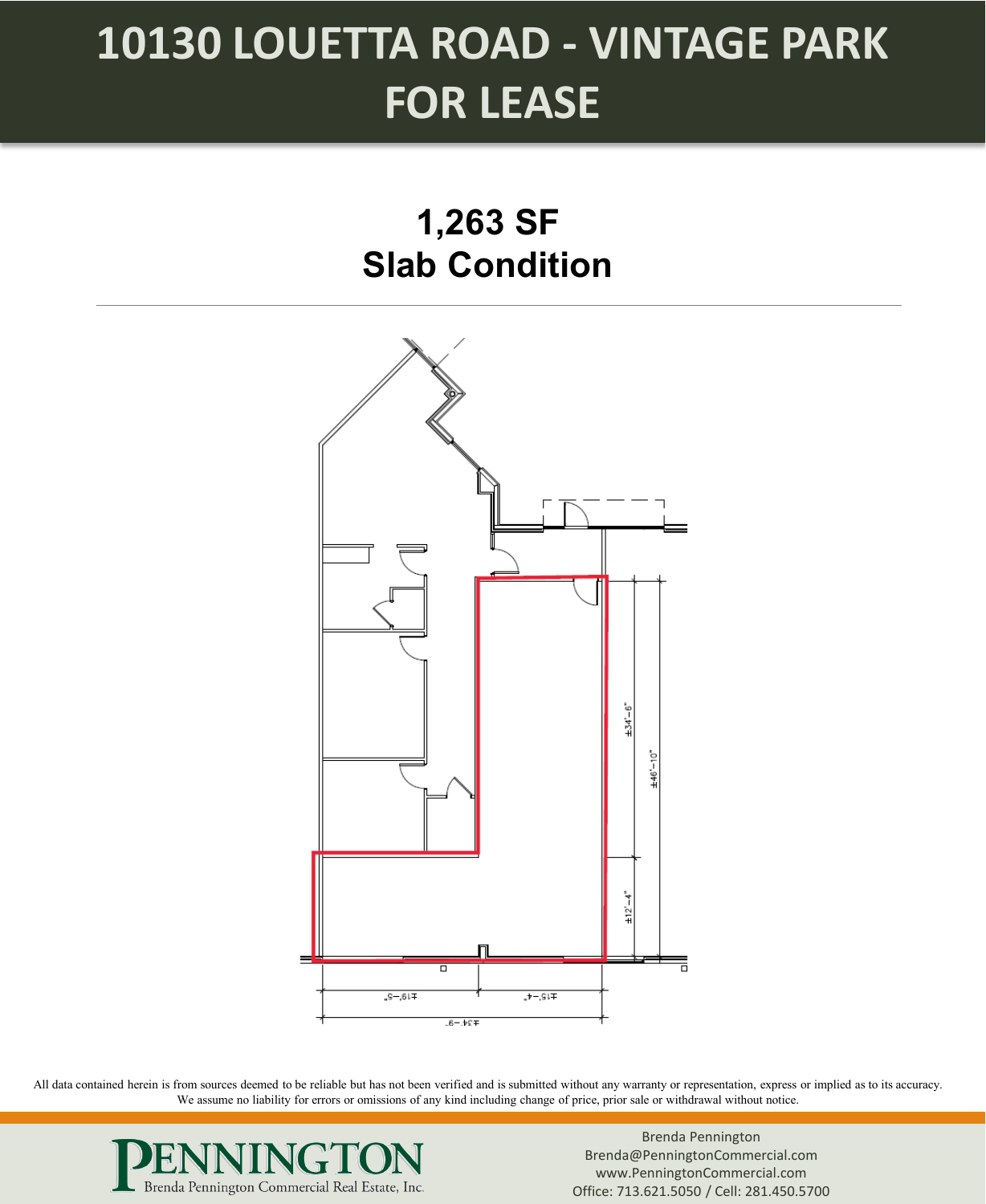# 10130 LOUETTA ROAD - VINTAGE PARK FOR LEASE

## 1,263 SF
## Slab Condition

±34'-6"
±46'-10"
±12'-4"
±19'-5"
±15'-4"
±34'-9"

All data contained herein is from sources deemed to be reliable but has not been verified and is submitted without any warranty or representation, express or implied as to its accuracy. We assume no liability for errors or omissions of any kind including change of price, prior sale or withdrawal without notice.

PENNINGTON
Brenda Pennington Commercial Real Estate, Inc.

Brenda Pennington
Brenda@PenningtonCommercial.com
www.PenningtonCommercial.com
Office: 713.621.5050 / Cell: 281.450.5700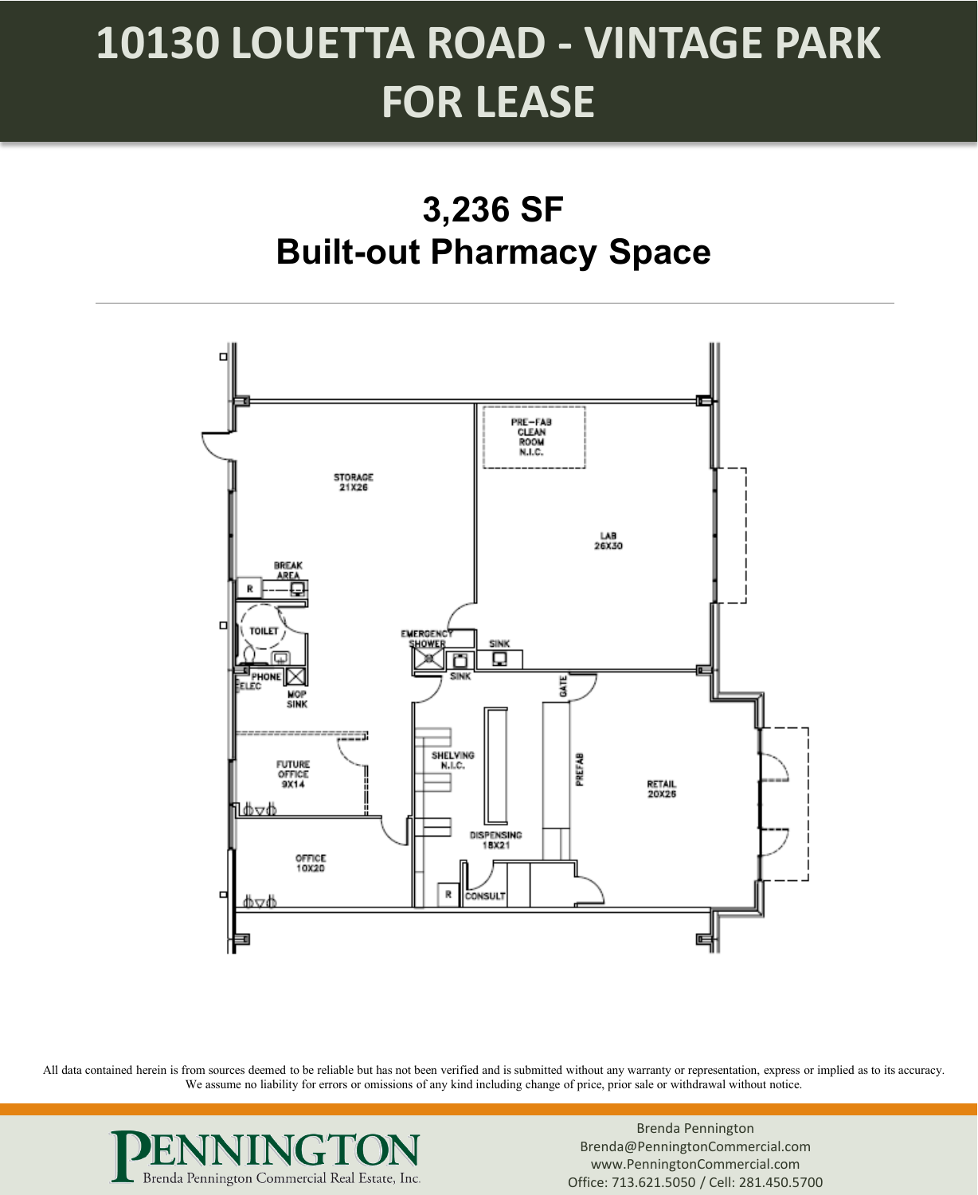# 10130 LOUETTA ROAD - VINTAGE PARK FOR LEASE

## 3,236 SF
## Built-out Pharmacy Space

PRE-FAB CLEAN ROOM N.I.C.

STORAGE 21X26

LAB 26X30

BREAK AREA

R

TOILET

EMERGENCY SHOWER

SINK

SINK

PHONE ELEC

MOP SINK

GATE

FUTURE OFFICE 9X14

SHELVING N.I.C.

PREFAB

RETAIL 20X25

DISPENSING 18X21

OFFICE 10X20

R

CONSULT

All data contained herein is from sources deemed to be reliable but has not been verified and is submitted without any warranty or representation, express or implied as to its accuracy. We assume no liability for errors or omissions of any kind including change of price, prior sale or withdrawal without notice.

PENNINGTON
Brenda Pennington Commercial Real Estate, Inc.

Brenda Pennington
Brenda@PenningtonCommercial.com
www.PenningtonCommercial.com
Office: 713.621.5050 / Cell: 281.450.5700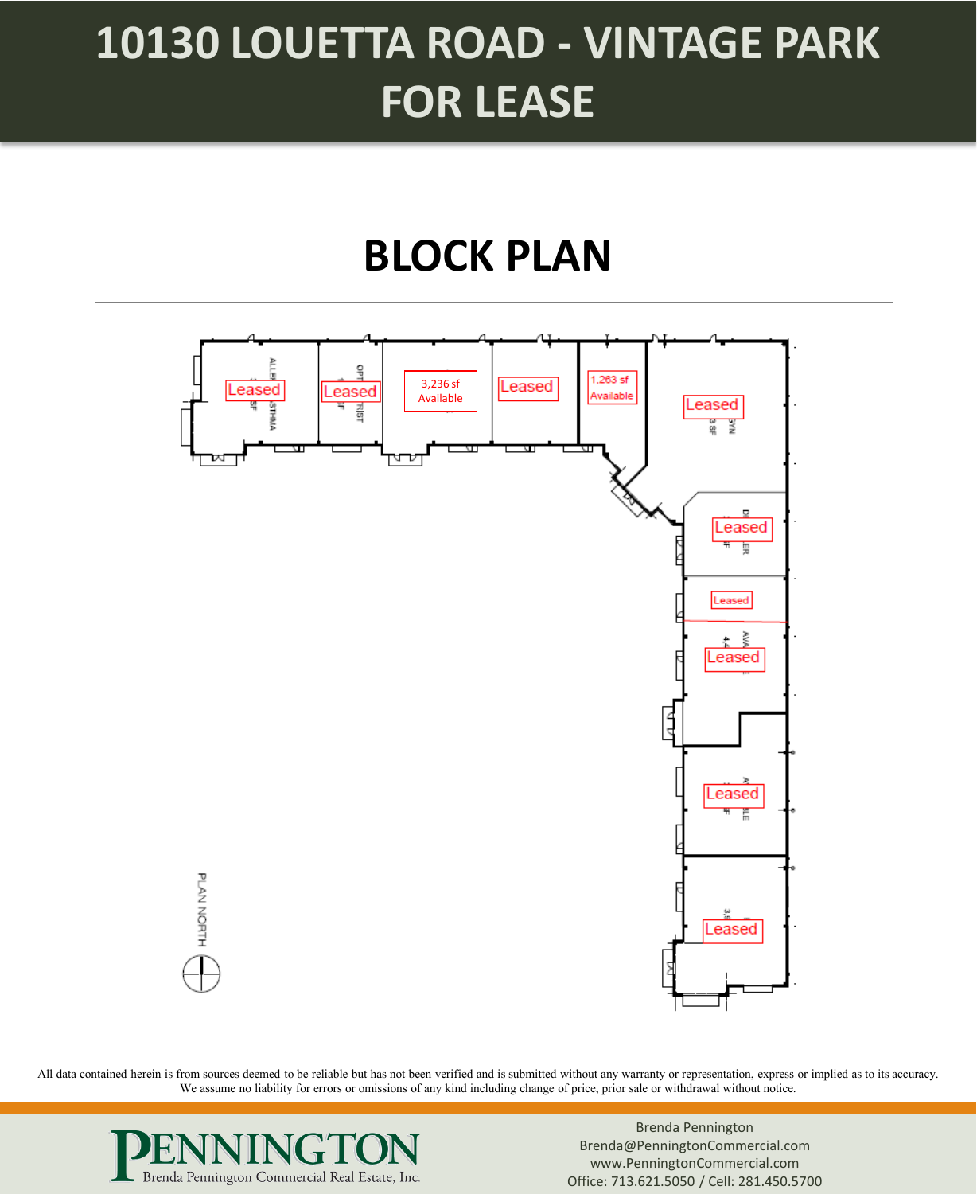# 10130 LOUETTA ROAD - VINTAGE PARK FOR LEASE

## BLOCK PLAN

Leased

Leased

3,236 sf
Available

Leased

1,263 sf
Available

Leased

Leased

Leased

Leased

Leased

Leased

PLAN NORTH

All data contained herein is from sources deemed to be reliable but has not been verified and is submitted without any warranty or representation, express or implied as to its accuracy. We assume no liability for errors or omissions of any kind including change of price, prior sale or withdrawal without notice.

PENNINGTON
Brenda Pennington Commercial Real Estate, Inc.

Brenda Pennington
Brenda@PenningtonCommercial.com
www.PenningtonCommercial.com
Office: 713.621.5050 / Cell: 281.450.5700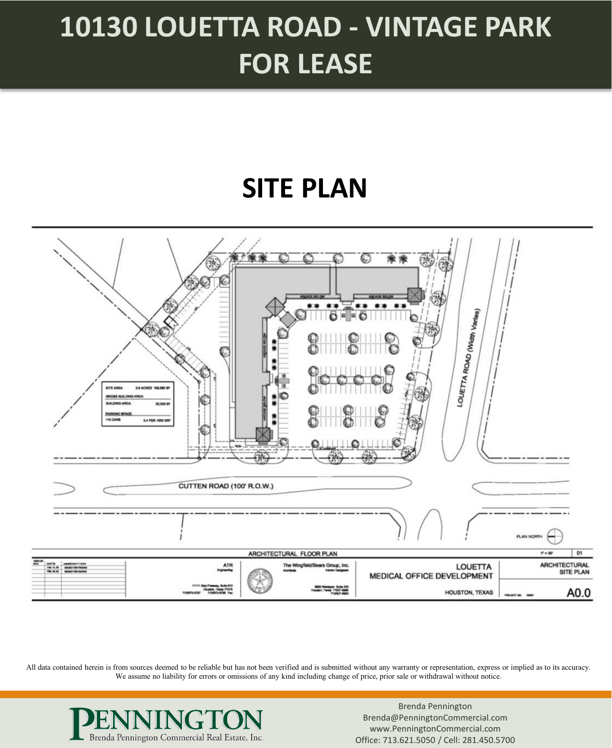# 10130 LOUETTA ROAD - VINTAGE PARK FOR LEASE

## SITE PLAN

SITE AREA: 3.8 ACRES 165,680 SF

GROSS BUILDING AREA:

BUILDING AREA: 32,000 SF

PARKING SPACE:

175 CARS 5.4 PER 1000 GSF

LOUETTA ROAD (Width Varies)

CUTTEN ROAD (100' R.O.W.)

PLAN NORTH

ARCHITECTURAL FLOOR PLAN

ATR Engineering

11111 Katy Freeway, Suite 910 Houston, Texas 77079

The Wingfield/Sears Group, Inc. Architects Interior Designers

LOUETTA MEDICAL OFFICE DEVELOPMENT

HOUSTON, TEXAS

ARCHITECTURAL SITE PLAN

A0.0

All data contained herein is from sources deemed to be reliable but has not been verified and is submitted without any warranty or representation, express or implied as to its accuracy. We assume no liability for errors or omissions of any kind including change of price, prior sale or withdrawal without notice.

PENNINGTON
Brenda Pennington Commercial Real Estate, Inc.

Brenda Pennington
Brenda@PenningtonCommercial.com
www.PenningtonCommercial.com
Office: 713.621.5050 / Cell: 281.450.5700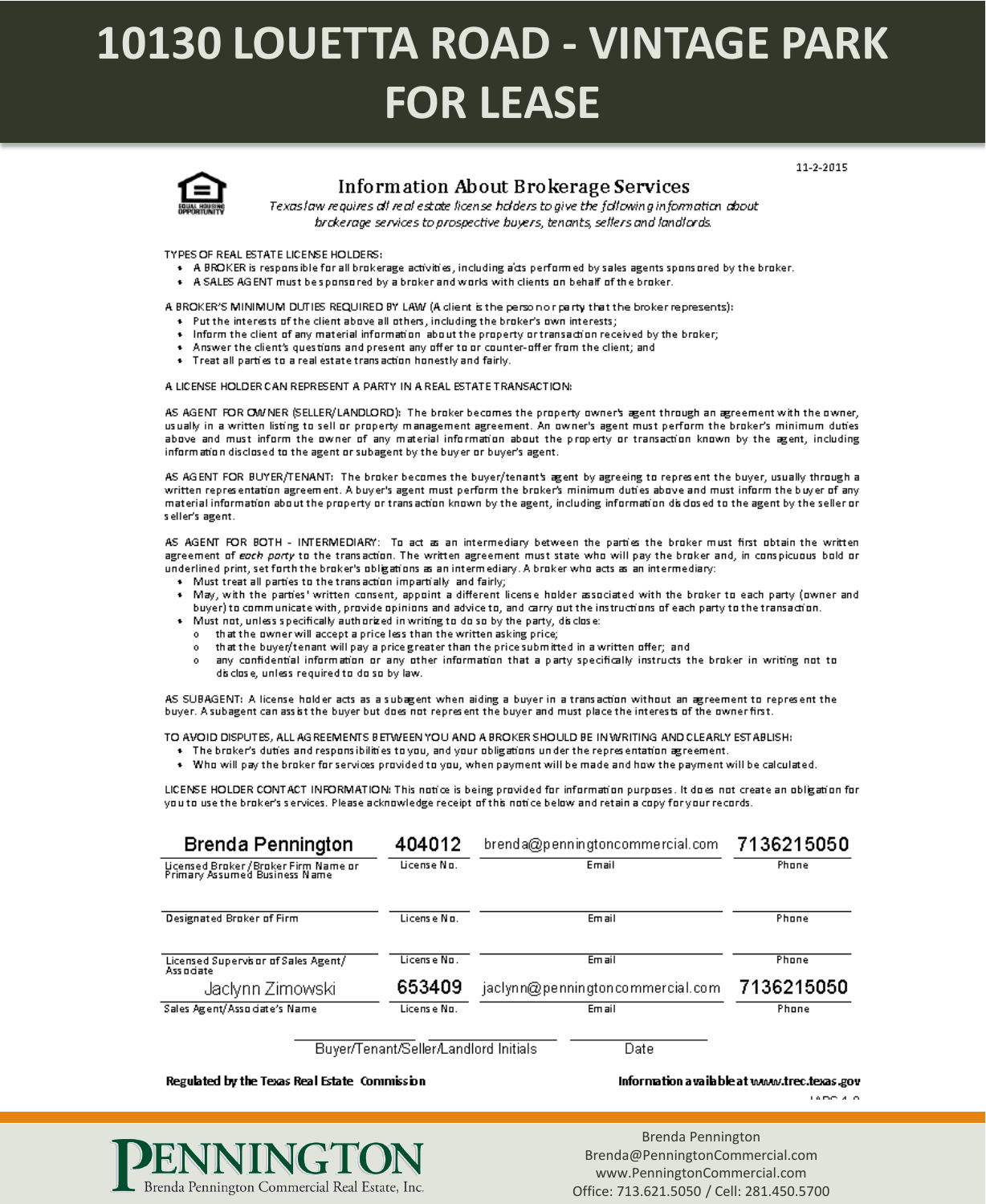# 10130 LOUETTA ROAD - VINTAGE PARK FOR LEASE

11-2-2015

## Information About Brokerage Services

*Texas law requires all real estate license holders to give the following information about brokerage services to prospective buyers, tenants, sellers and landlords.*

TYPES OF REAL ESTATE LICENSE HOLDERS:

- A BROKER is responsible for all brokerage activities, including acts performed by sales agents sponsored by the broker.
- A SALES AGENT must be sponsored by a broker and works with clients on behalf of the broker.

A BROKER'S MINIMUM DUTIES REQUIRED BY LAW (A client is the person or party that the broker represents):

- Put the interests of the client above all others, including the broker's own interests;
- Inform the client of any material information about the property or transaction received by the broker;
- Answer the client's questions and present any offer to or counter-offer from the client; and
- Treat all parties to a real estate transaction honestly and fairly.

A LICENSE HOLDER CAN REPRESENT A PARTY IN A REAL ESTATE TRANSACTION:

AS AGENT FOR OWNER (SELLER/LANDLORD): The broker becomes the property owner's agent through an agreement with the owner, usually in a written listing to sell or property management agreement. An owner's agent must perform the broker's minimum duties above and must inform the owner of any material information about the property or transaction known by the agent, including information disclosed to the agent or subagent by the buyer or buyer's agent.

AS AGENT FOR BUYER/TENANT: The broker becomes the buyer/tenant's agent by agreeing to represent the buyer, usually through a written representation agreement. A buyer's agent must perform the broker's minimum duties above and must inform the buyer of any material information about the property or transaction known by the agent, including information disclosed to the agent by the seller or seller's agent.

AS AGENT FOR BOTH - INTERMEDIARY: To act as an intermediary between the parties the broker must first obtain the written agreement of *each party* to the transaction. The written agreement must state who will pay the broker and, in conspicuous bold or underlined print, set forth the broker's obligations as an intermediary. A broker who acts as an intermediary:

- Must treat all parties to the transaction impartially and fairly;
- May, with the parties' written consent, appoint a different license holder associated with the broker to each party (owner and buyer) to communicate with, provide opinions and advice to, and carry out the instructions of each party to the transaction.
- Must not, unless specifically authorized in writing to do so by the party, disclose:
  - that the owner will accept a price less than the written asking price;
  - that the buyer/tenant will pay a price greater than the price submitted in a written offer; and
  - any confidential information or any other information that a party specifically instructs the broker in writing not to disclose, unless required to do so by law.

AS SUBAGENT: A license holder acts as a subagent when aiding a buyer in a transaction without an agreement to represent the buyer. A subagent can assist the buyer but does not represent the buyer and must place the interests of the owner first.

TO AVOID DISPUTES, ALL AGREEMENTS BETWEEN YOU AND A BROKER SHOULD BE IN WRITING AND CLEARLY ESTABLISH:

- The broker's duties and responsibilities to you, and your obligations under the representation agreement.
- Who will pay the broker for services provided to you, when payment will be made and how the payment will be calculated.

LICENSE HOLDER CONTACT INFORMATION: This notice is being provided for information purposes. It does not create an obligation for you to use the broker's services. Please acknowledge receipt of this notice below and retain a copy for your records.

| | | | |
|---|---|---|---|
| Brenda Pennington | 404012 | brenda@penningtoncommercial.com | 7136215050 |
| Licensed Broker /Broker Firm Name or Primary Assumed Business Name | License No. | Email | Phone |
| | | | |
| Designated Broker of Firm | License No. | Email | Phone |
| | | | |
| Licensed Supervisor of Sales Agent/ Associate | License No. | Email | Phone |
| Jaclynn Zimowski | 653409 | jaclynn@penningtoncommercial.com | 7136215050 |
| Sales Agent/Associate's Name | License No. | Email | Phone |

Buyer/Tenant/Seller/Landlord Initials &nbsp;&nbsp;&nbsp;&nbsp; Date

**Regulated by the Texas Real Estate Commission** &nbsp;&nbsp;&nbsp;&nbsp; **Information available at www.trec.texas.gov**

IABS 1-0

PENNINGTON
Brenda Pennington Commercial Real Estate, Inc.

Brenda Pennington
Brenda@PenningtonCommercial.com
www.PenningtonCommercial.com
Office: 713.621.5050 / Cell: 281.450.5700